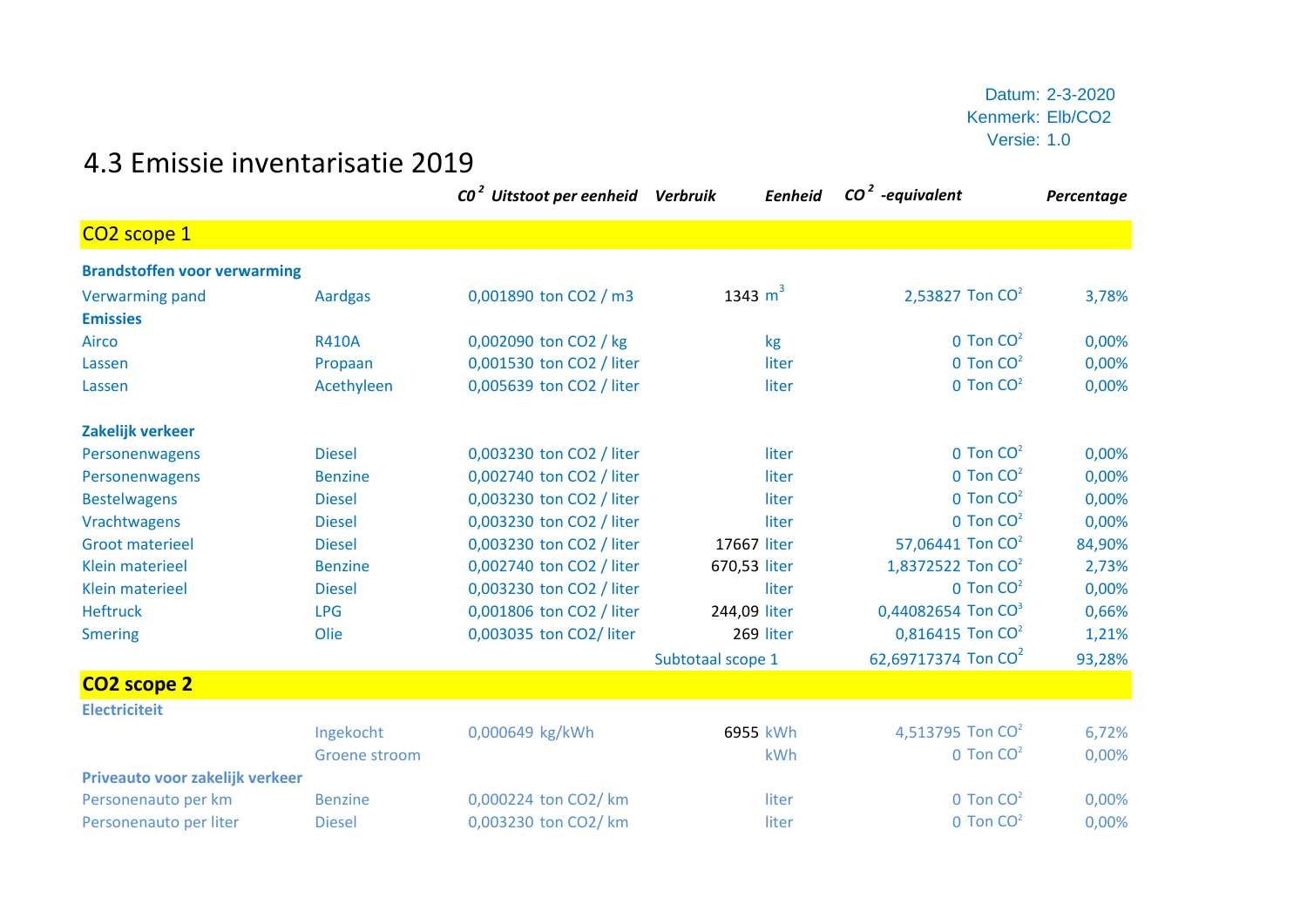Datum: 2-3-2020
Kenmerk: Elb/CO2
Versie: 1.0

# 4.3 Emissie inventarisatie 2019

| | | $CO^2$ Uitstoot per eenheid | | Verbruik | Eenheid | $CO^2$ -equivalent | | Percentage |
|---|---|---|---|---|---|---|---|---|
| **CO2 scope 1** | | | | | | | | |
| **Brandstoffen voor verwarming** | | | | | | | | |
| Verwarming pand | Aardgas | 0,001890 | ton CO2 / m3 | 1343 | $m^3$ | 2,53827 | Ton $CO^2$ | 3,78% |
| **Emissies** | | | | | | | | |
| Airco | R410A | 0,002090 | ton CO2 / kg | | kg | 0 | Ton $CO^2$ | 0,00% |
| Lassen | Propaan | 0,001530 | ton CO2 / liter | | liter | 0 | Ton $CO^2$ | 0,00% |
| Lassen | Acethyleen | 0,005639 | ton CO2 / liter | | liter | 0 | Ton $CO^2$ | 0,00% |
| **Zakelijk verkeer** | | | | | | | | |
| Personenwagens | Diesel | 0,003230 | ton CO2 / liter | | liter | 0 | Ton $CO^2$ | 0,00% |
| Personenwagens | Benzine | 0,002740 | ton CO2 / liter | | liter | 0 | Ton $CO^2$ | 0,00% |
| Bestelwagens | Diesel | 0,003230 | ton CO2 / liter | | liter | 0 | Ton $CO^2$ | 0,00% |
| Vrachtwagens | Diesel | 0,003230 | ton CO2 / liter | | liter | 0 | Ton $CO^2$ | 0,00% |
| Groot materieel | Diesel | 0,003230 | ton CO2 / liter | 17667 | liter | 57,06441 | Ton $CO^2$ | 84,90% |
| Klein materieel | Benzine | 0,002740 | ton CO2 / liter | 670,53 | liter | 1,8372522 | Ton $CO^2$ | 2,73% |
| Klein materieel | Diesel | 0,003230 | ton CO2 / liter | | liter | 0 | Ton $CO^2$ | 0,00% |
| Heftruck | LPG | 0,001806 | ton CO2 / liter | 244,09 | liter | 0,44082654 | Ton $CO^3$ | 0,66% |
| Smering | Olie | 0,003035 | ton CO2/ liter | 269 | liter | 0,816415 | Ton $CO^2$ | 1,21% |
| | | | | Subtotaal scope 1 | | 62,69717374 | Ton $CO^2$ | 93,28% |
| **CO2 scope 2** | | | | | | | | |
| **Electriciteit** | | | | | | | | |
| | Ingekocht | 0,000649 | kg/kWh | 6955 | kWh | 4,513795 | Ton $CO^2$ | 6,72% |
| | Groene stroom | | | | kWh | 0 | Ton $CO^2$ | 0,00% |
| **Priveauto voor zakelijk verkeer** | | | | | | | | |
| Personenauto per km | Benzine | 0,000224 | ton CO2/ km | | liter | 0 | Ton $CO^2$ | 0,00% |
| Personenauto per liter | Diesel | 0,003230 | ton CO2/ km | | liter | 0 | Ton $CO^2$ | 0,00% |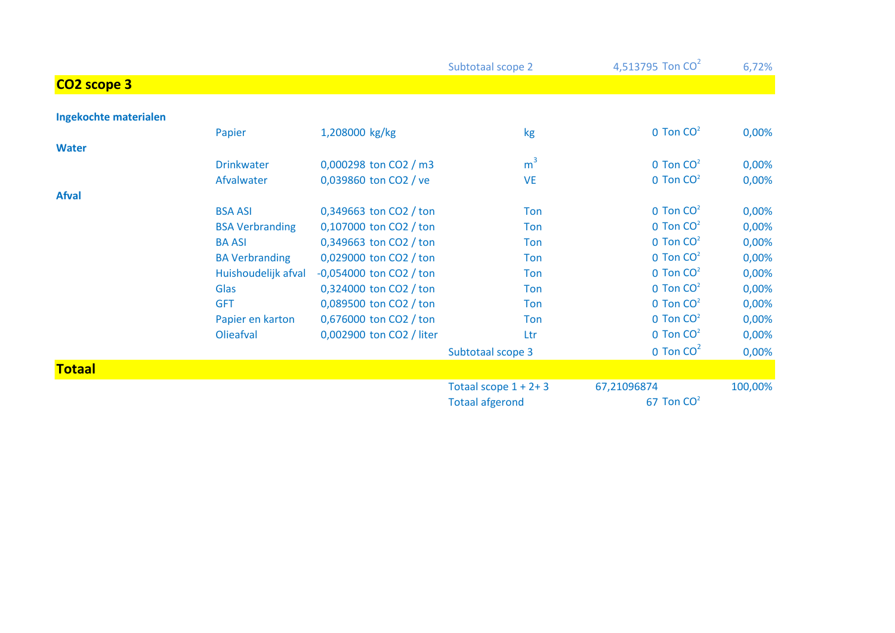| | | | | | | |
|---|---|---|---|---|---|---|
| | | | Subtotaal scope 2 | 4,513795 | Ton $CO^2$ | 6,72% |

## CO2 scope 3

| | | | | | | |
|---|---|---|---|---|---|---|
| **Ingekochte materialen** | | | | | | |
| | Papier | 1,208000 kg/kg | kg | 0 | Ton $CO^2$ | 0,00% |
| **Water** | | | | | | |
| | Drinkwater | 0,000298 ton CO2 / m3 | $m^3$ | 0 | Ton $CO^2$ | 0,00% |
| | Afvalwater | 0,039860 ton CO2 / ve | VE | 0 | Ton $CO^2$ | 0,00% |
| **Afval** | | | | | | |
| | BSA ASI | 0,349663 ton CO2 / ton | Ton | 0 | Ton $CO^2$ | 0,00% |
| | BSA Verbranding | 0,107000 ton CO2 / ton | Ton | 0 | Ton $CO^2$ | 0,00% |
| | BA ASI | 0,349663 ton CO2 / ton | Ton | 0 | Ton $CO^2$ | 0,00% |
| | BA Verbranding | 0,029000 ton CO2 / ton | Ton | 0 | Ton $CO^2$ | 0,00% |
| | Huishoudelijk afval | -0,054000 ton CO2 / ton | Ton | 0 | Ton $CO^2$ | 0,00% |
| | Glas | 0,324000 ton CO2 / ton | Ton | 0 | Ton $CO^2$ | 0,00% |
| | GFT | 0,089500 ton CO2 / ton | Ton | 0 | Ton $CO^2$ | 0,00% |
| | Papier en karton | 0,676000 ton CO2 / ton | Ton | 0 | Ton $CO^2$ | 0,00% |
| | Olieafval | 0,002900 ton CO2 / liter | Ltr | 0 | Ton $CO^2$ | 0,00% |
| | | | Subtotaal scope 3 | 0 | Ton $CO^2$ | 0,00% |

## Totaal

| | | | |
|---|---|---|---|
| Totaal scope 1 + 2+ 3 | 67,21096874 | | 100,00% |
| Totaal afgerond | 67 | Ton $CO^2$ | |